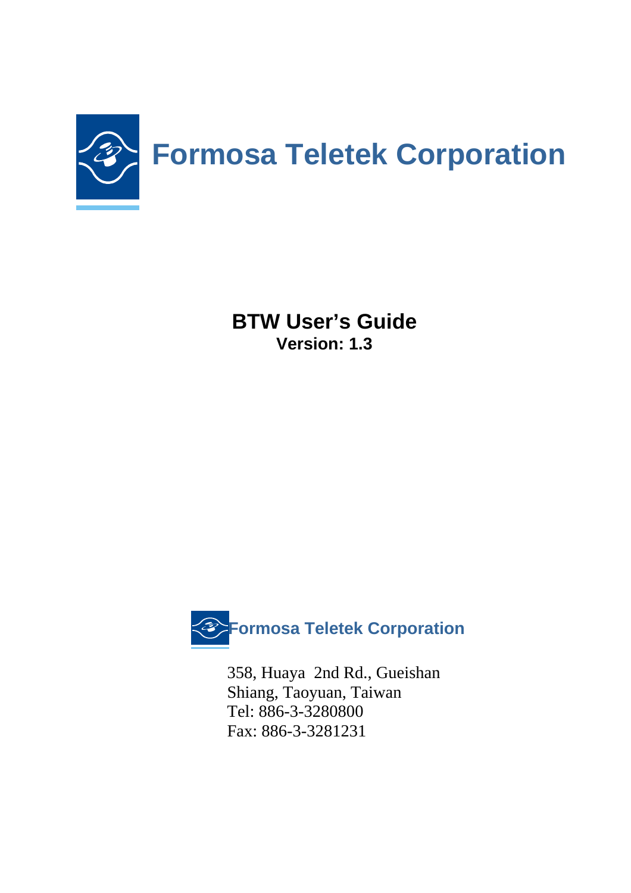# Formosa Teletek Corporation

**BTW User's Guide**
**Version: 1.3**

**Formosa Teletek Corporation**

358, Huaya 2nd Rd., Gueishan
Shiang, Taoyuan, Taiwan
Tel: 886-3-3280800
Fax: 886-3-3281231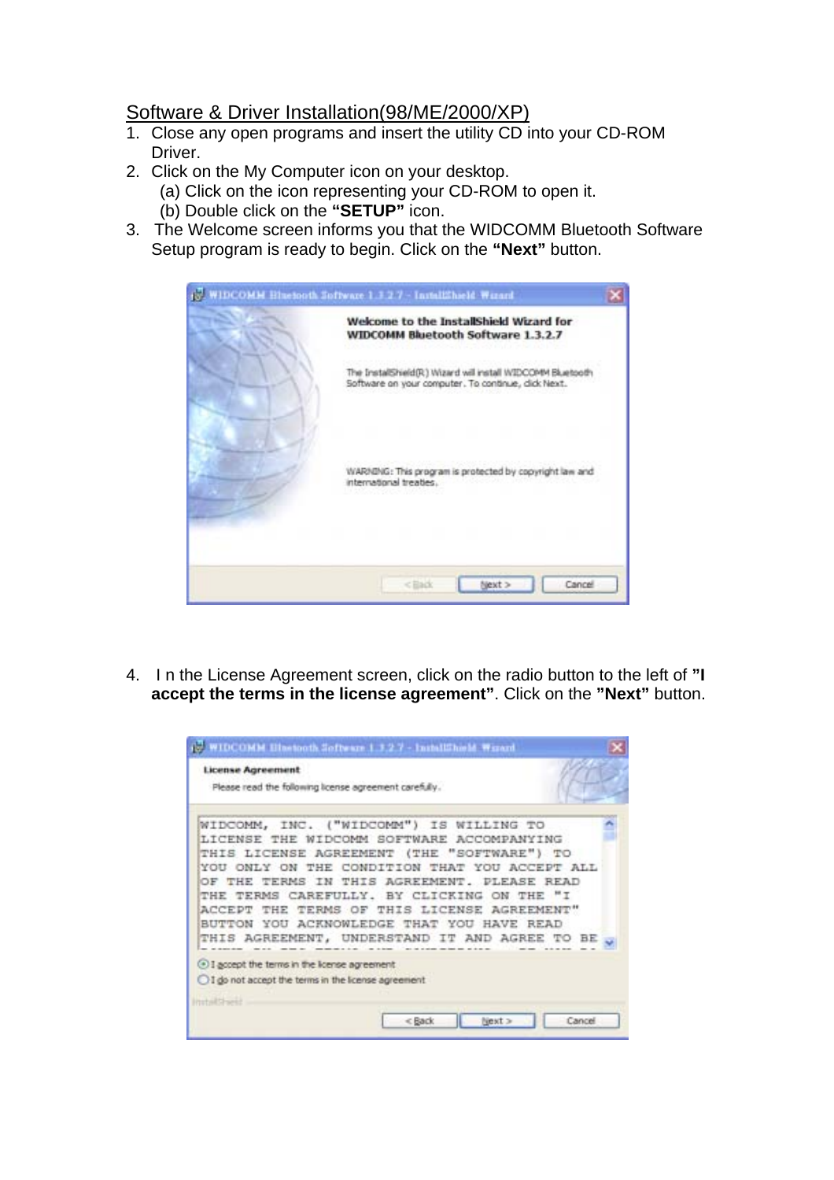## Software & Driver Installation(98/ME/2000/XP)

1. Close any open programs and insert the utility CD into your CD-ROM Driver.
2. Click on the My Computer icon on your desktop.
   (a) Click on the icon representing your CD-ROM to open it.
   (b) Double click on the **"SETUP"** icon.
3. The Welcome screen informs you that the WIDCOMM Bluetooth Software Setup program is ready to begin. Click on the **"Next"** button.

4. I n the License Agreement screen, click on the radio button to the left of **"I accept the terms in the license agreement"**. Click on the **"Next"** button.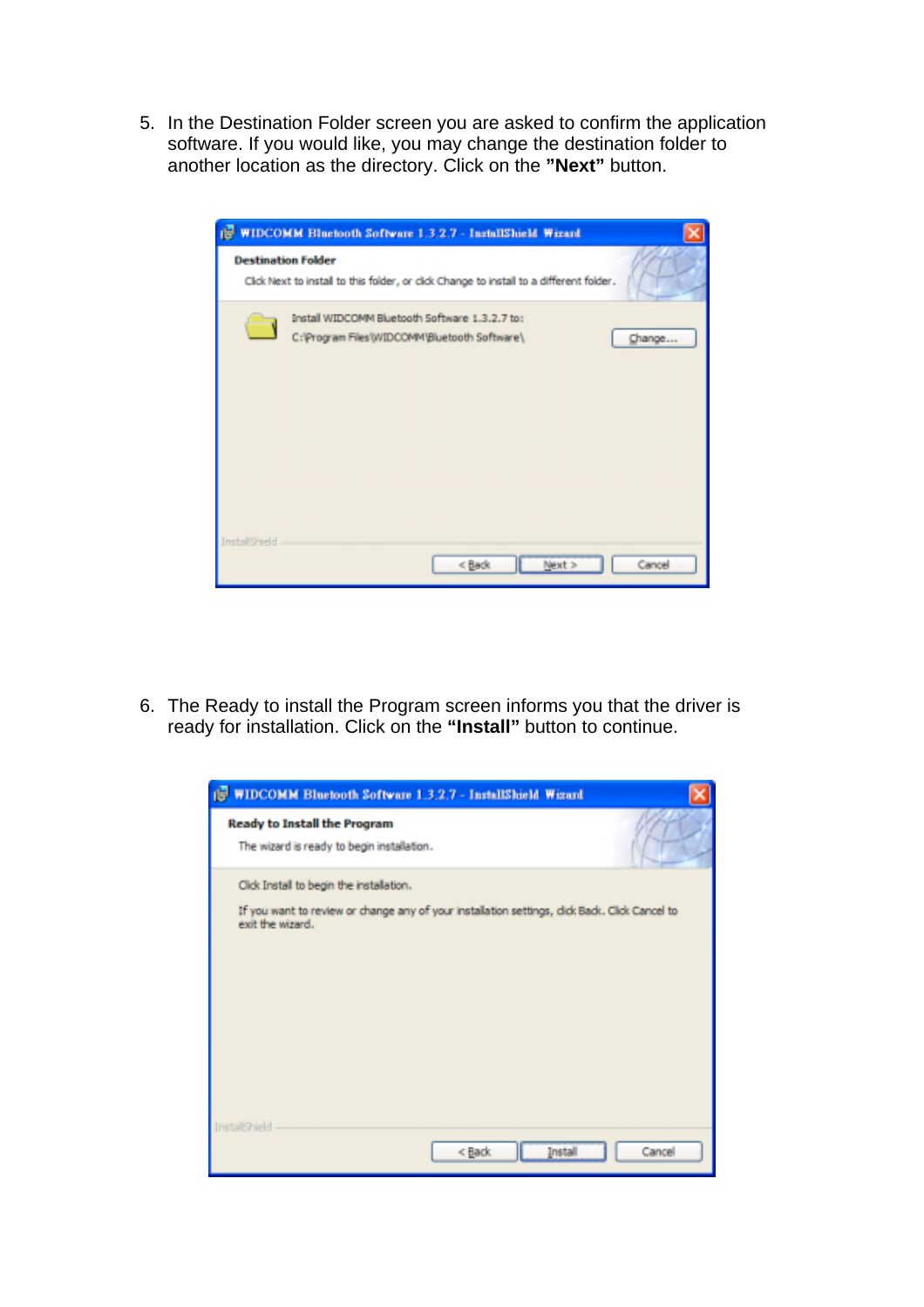5. In the Destination Folder screen you are asked to confirm the application software. If you would like, you may change the destination folder to another location as the directory. Click on the **"Next"** button.

6. The Ready to install the Program screen informs you that the driver is ready for installation. Click on the **"Install"** button to continue.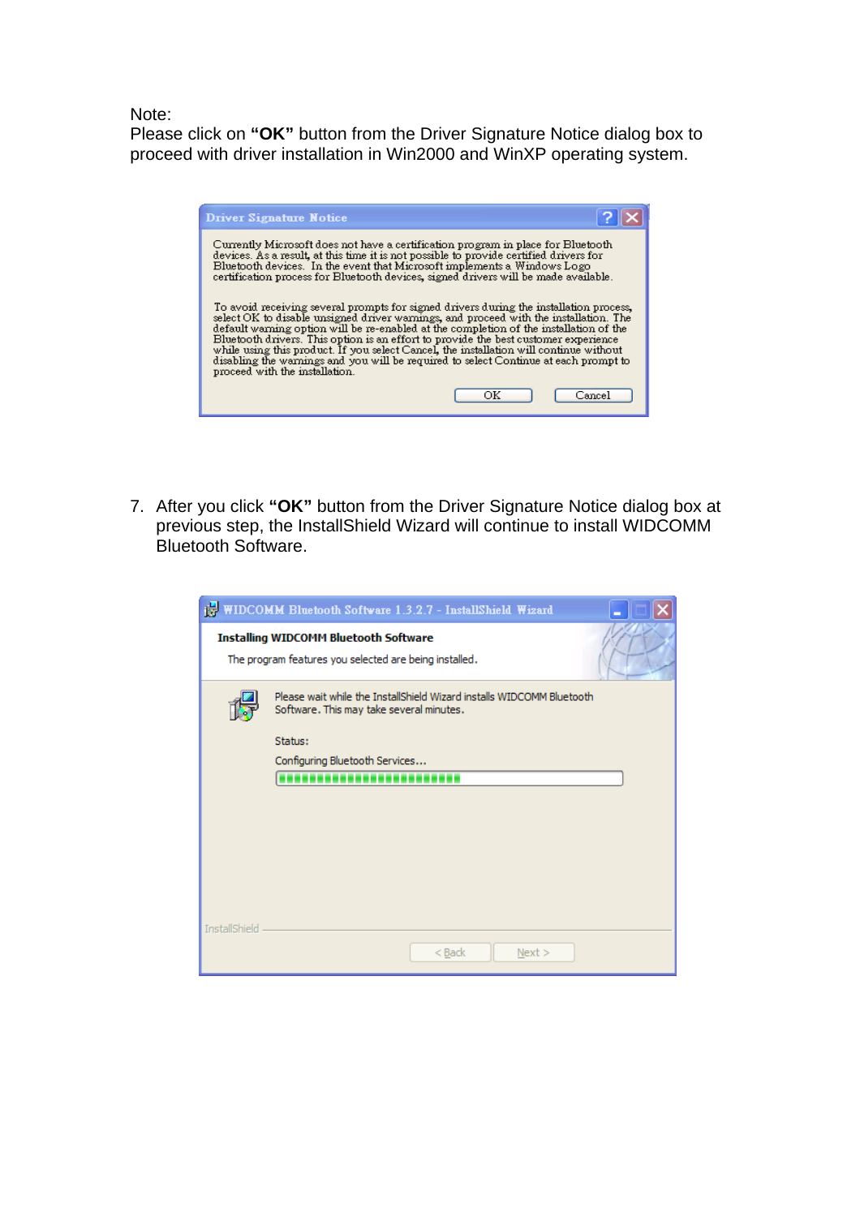Note:
Please click on **"OK"** button from the Driver Signature Notice dialog box to proceed with driver installation in Win2000 and WinXP operating system.

7. After you click **"OK"** button from the Driver Signature Notice dialog box at previous step, the InstallShield Wizard will continue to install WIDCOMM Bluetooth Software.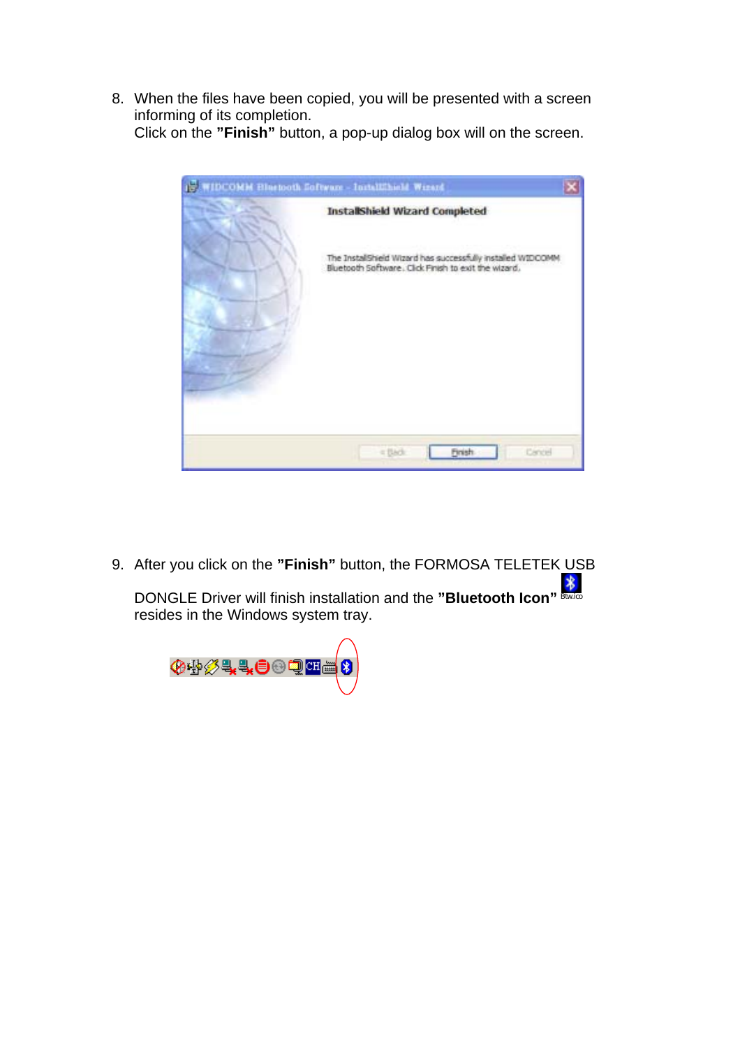8. When the files have been copied, you will be presented with a screen informing of its completion.
   Click on the **"Finish"** button, a pop-up dialog box will on the screen.

9. After you click on the **"Finish"** button, the FORMOSA TELETEK USB DONGLE Driver will finish installation and the **"Bluetooth Icon"** resides in the Windows system tray.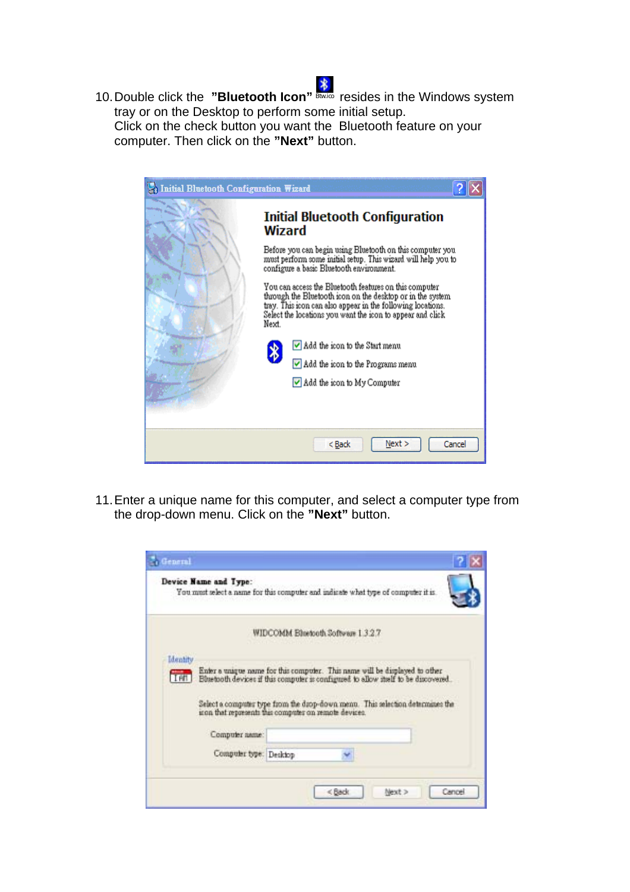10. Double click the **"Bluetooth Icon"** Btw.ico resides in the Windows system tray or on the Desktop to perform some initial setup.
    Click on the check button you want the Bluetooth feature on your computer. Then click on the **"Next"** button.

11. Enter a unique name for this computer, and select a computer type from the drop-down menu. Click on the **"Next"** button.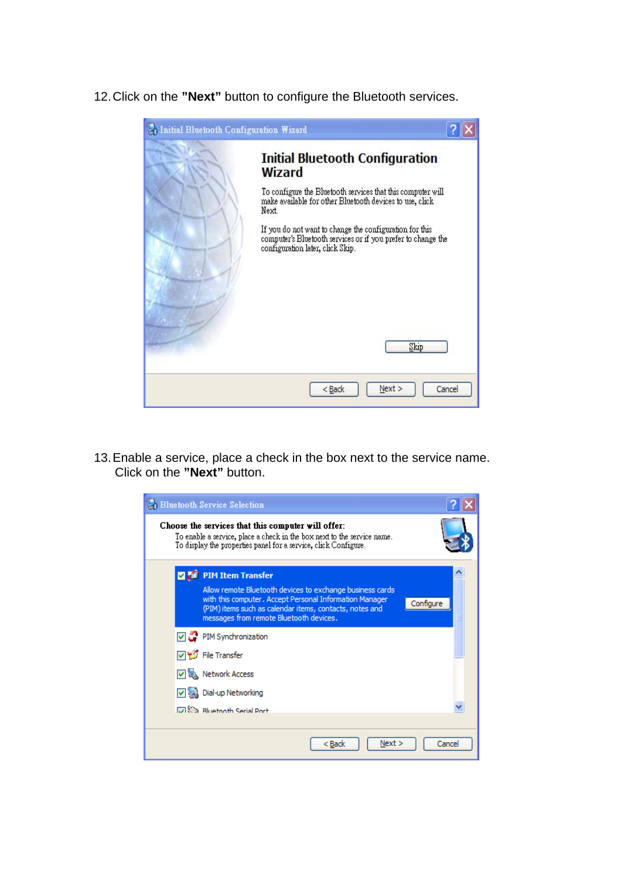12. Click on the **"Next"** button to configure the Bluetooth services.

13. Enable a service, place a check in the box next to the service name. Click on the **"Next"** button.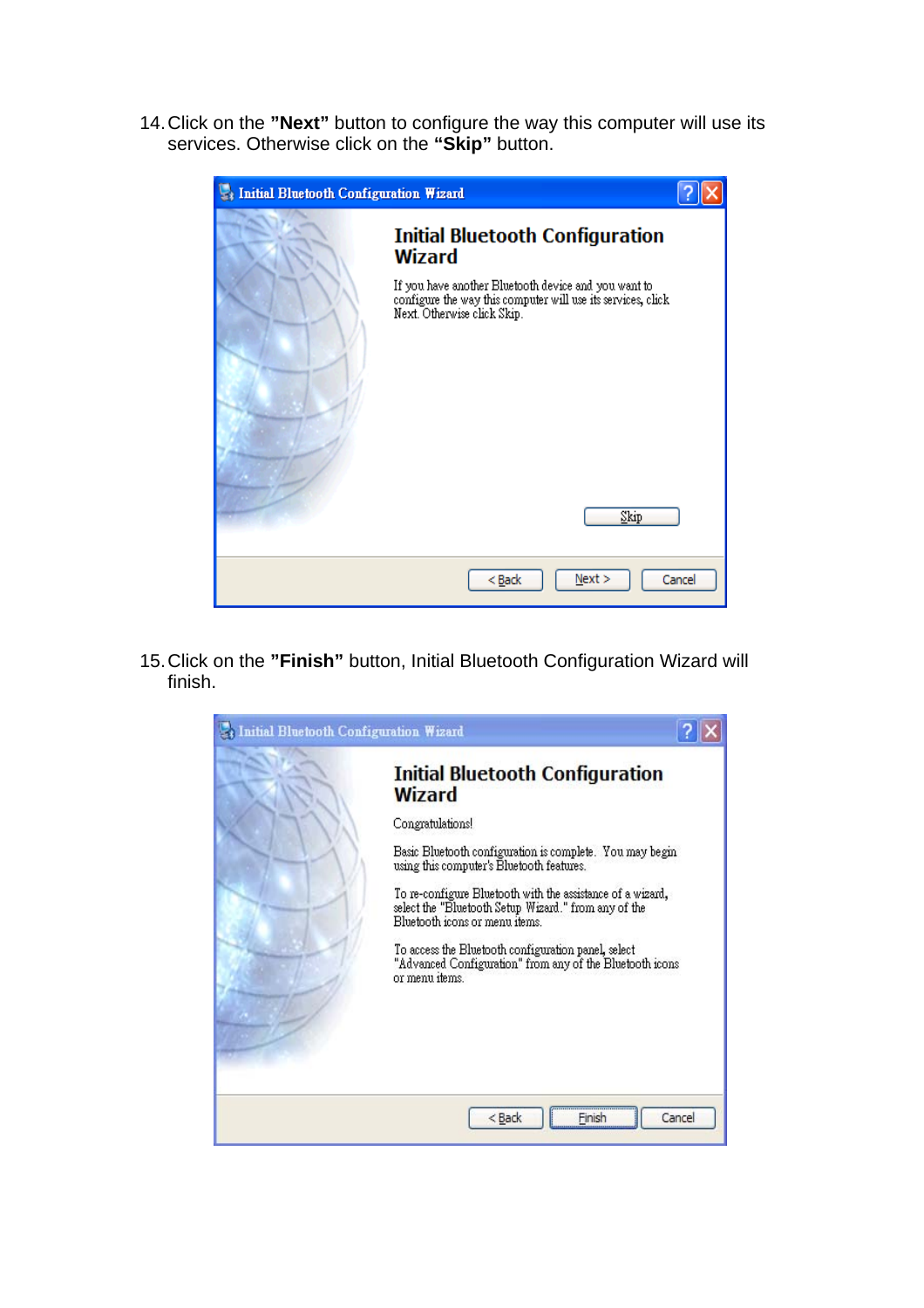14. Click on the **"Next"** button to configure the way this computer will use its services. Otherwise click on the **"Skip"** button.

15. Click on the **"Finish"** button, Initial Bluetooth Configuration Wizard will finish.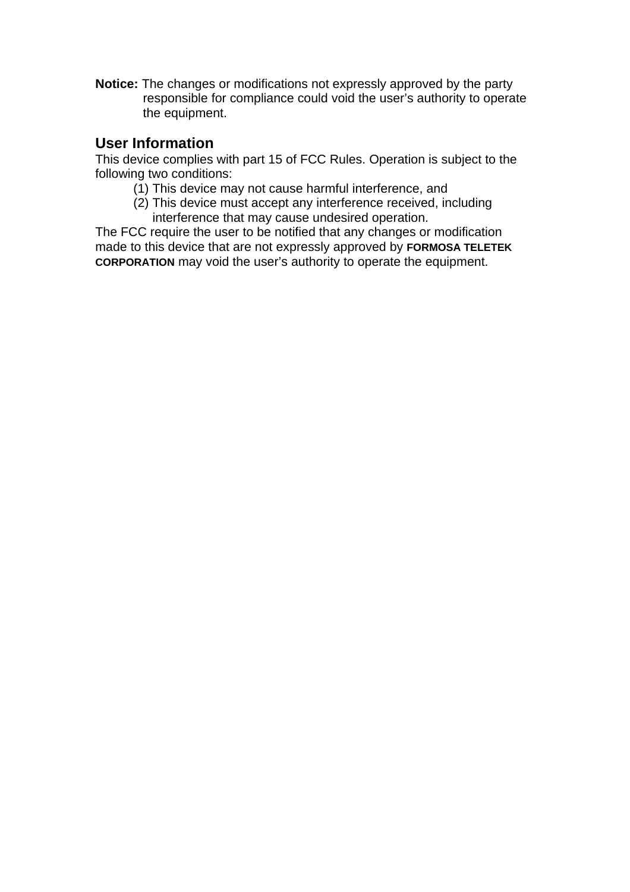**Notice:** The changes or modifications not expressly approved by the party responsible for compliance could void the user's authority to operate the equipment.

## User Information

This device complies with part 15 of FCC Rules. Operation is subject to the following two conditions:

(1) This device may not cause harmful interference, and

(2) This device must accept any interference received, including interference that may cause undesired operation.

The FCC require the user to be notified that any changes or modification made to this device that are not expressly approved by **FORMOSA TELETEK CORPORATION** may void the user's authority to operate the equipment.